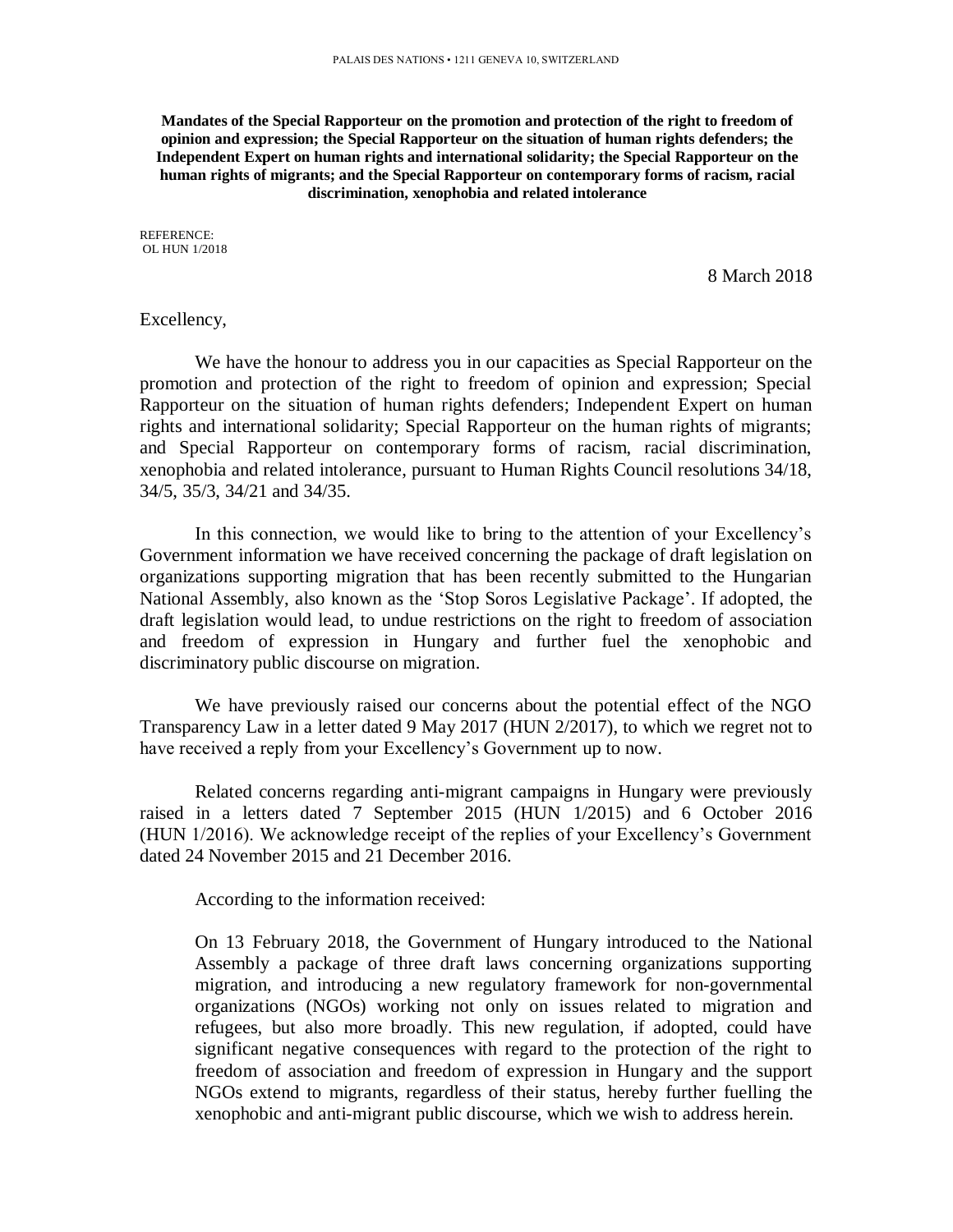PALAIS DES NATIONS • 1211 GENEVA 10, SWITZERLAND

**Mandates of the Special Rapporteur on the promotion and protection of the right to freedom of opinion and expression; the Special Rapporteur on the situation of human rights defenders; the Independent Expert on human rights and international solidarity; the Special Rapporteur on the human rights of migrants; and the Special Rapporteur on contemporary forms of racism, racial discrimination, xenophobia and related intolerance**

REFERENCE:
OL HUN 1/2018

8 March 2018

Excellency,

We have the honour to address you in our capacities as Special Rapporteur on the promotion and protection of the right to freedom of opinion and expression; Special Rapporteur on the situation of human rights defenders; Independent Expert on human rights and international solidarity; Special Rapporteur on the human rights of migrants; and Special Rapporteur on contemporary forms of racism, racial discrimination, xenophobia and related intolerance, pursuant to Human Rights Council resolutions 34/18, 34/5, 35/3, 34/21 and 34/35.

In this connection, we would like to bring to the attention of your Excellency's Government information we have received concerning the package of draft legislation on organizations supporting migration that has been recently submitted to the Hungarian National Assembly, also known as the 'Stop Soros Legislative Package'. If adopted, the draft legislation would lead, to undue restrictions on the right to freedom of association and freedom of expression in Hungary and further fuel the xenophobic and discriminatory public discourse on migration.

We have previously raised our concerns about the potential effect of the NGO Transparency Law in a letter dated 9 May 2017 (HUN 2/2017), to which we regret not to have received a reply from your Excellency's Government up to now.

Related concerns regarding anti-migrant campaigns in Hungary were previously raised in a letters dated 7 September 2015 (HUN 1/2015) and 6 October 2016 (HUN 1/2016). We acknowledge receipt of the replies of your Excellency's Government dated 24 November 2015 and 21 December 2016.

According to the information received:

> On 13 February 2018, the Government of Hungary introduced to the National Assembly a package of three draft laws concerning organizations supporting migration, and introducing a new regulatory framework for non-governmental organizations (NGOs) working not only on issues related to migration and refugees, but also more broadly. This new regulation, if adopted, could have significant negative consequences with regard to the protection of the right to freedom of association and freedom of expression in Hungary and the support NGOs extend to migrants, regardless of their status, hereby further fuelling the xenophobic and anti-migrant public discourse, which we wish to address herein.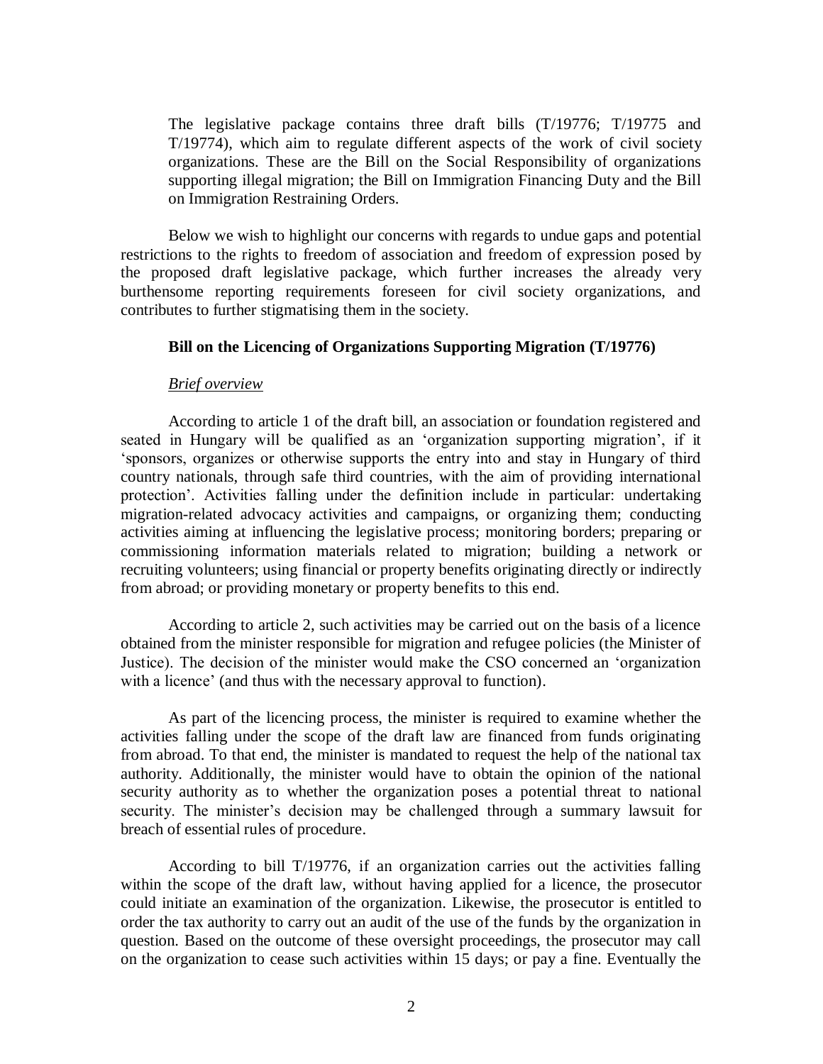The legislative package contains three draft bills (T/19776; T/19775 and T/19774), which aim to regulate different aspects of the work of civil society organizations. These are the Bill on the Social Responsibility of organizations supporting illegal migration; the Bill on Immigration Financing Duty and the Bill on Immigration Restraining Orders.

Below we wish to highlight our concerns with regards to undue gaps and potential restrictions to the rights to freedom of association and freedom of expression posed by the proposed draft legislative package, which further increases the already very burthensome reporting requirements foreseen for civil society organizations, and contributes to further stigmatising them in the society.

**Bill on the Licencing of Organizations Supporting Migration (T/19776)**

*Brief overview*

According to article 1 of the draft bill, an association or foundation registered and seated in Hungary will be qualified as an 'organization supporting migration', if it 'sponsors, organizes or otherwise supports the entry into and stay in Hungary of third country nationals, through safe third countries, with the aim of providing international protection'. Activities falling under the definition include in particular: undertaking migration-related advocacy activities and campaigns, or organizing them; conducting activities aiming at influencing the legislative process; monitoring borders; preparing or commissioning information materials related to migration; building a network or recruiting volunteers; using financial or property benefits originating directly or indirectly from abroad; or providing monetary or property benefits to this end.

According to article 2, such activities may be carried out on the basis of a licence obtained from the minister responsible for migration and refugee policies (the Minister of Justice). The decision of the minister would make the CSO concerned an 'organization with a licence' (and thus with the necessary approval to function).

As part of the licencing process, the minister is required to examine whether the activities falling under the scope of the draft law are financed from funds originating from abroad. To that end, the minister is mandated to request the help of the national tax authority. Additionally, the minister would have to obtain the opinion of the national security authority as to whether the organization poses a potential threat to national security. The minister's decision may be challenged through a summary lawsuit for breach of essential rules of procedure.

According to bill T/19776, if an organization carries out the activities falling within the scope of the draft law, without having applied for a licence, the prosecutor could initiate an examination of the organization. Likewise, the prosecutor is entitled to order the tax authority to carry out an audit of the use of the funds by the organization in question. Based on the outcome of these oversight proceedings, the prosecutor may call on the organization to cease such activities within 15 days; or pay a fine. Eventually the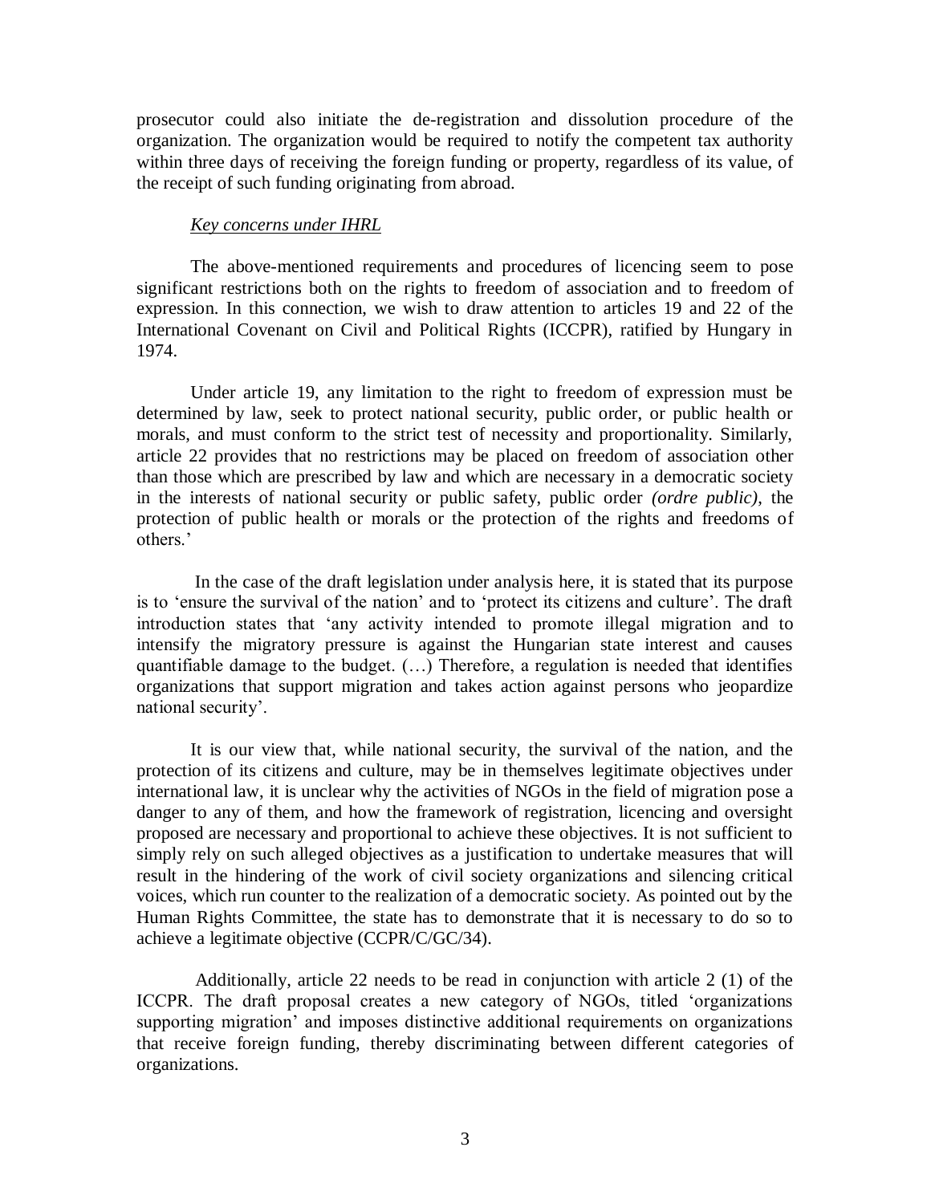prosecutor could also initiate the de-registration and dissolution procedure of the organization. The organization would be required to notify the competent tax authority within three days of receiving the foreign funding or property, regardless of its value, of the receipt of such funding originating from abroad.

*Key concerns under IHRL*

The above-mentioned requirements and procedures of licencing seem to pose significant restrictions both on the rights to freedom of association and to freedom of expression. In this connection, we wish to draw attention to articles 19 and 22 of the International Covenant on Civil and Political Rights (ICCPR), ratified by Hungary in 1974.

Under article 19, any limitation to the right to freedom of expression must be determined by law, seek to protect national security, public order, or public health or morals, and must conform to the strict test of necessity and proportionality. Similarly, article 22 provides that no restrictions may be placed on freedom of association other than those which are prescribed by law and which are necessary in a democratic society in the interests of national security or public safety, public order *(ordre public)*, the protection of public health or morals or the protection of the rights and freedoms of others.'

In the case of the draft legislation under analysis here, it is stated that its purpose is to 'ensure the survival of the nation' and to 'protect its citizens and culture'. The draft introduction states that 'any activity intended to promote illegal migration and to intensify the migratory pressure is against the Hungarian state interest and causes quantifiable damage to the budget. (…) Therefore, a regulation is needed that identifies organizations that support migration and takes action against persons who jeopardize national security'.

It is our view that, while national security, the survival of the nation, and the protection of its citizens and culture, may be in themselves legitimate objectives under international law, it is unclear why the activities of NGOs in the field of migration pose a danger to any of them, and how the framework of registration, licencing and oversight proposed are necessary and proportional to achieve these objectives. It is not sufficient to simply rely on such alleged objectives as a justification to undertake measures that will result in the hindering of the work of civil society organizations and silencing critical voices, which run counter to the realization of a democratic society. As pointed out by the Human Rights Committee, the state has to demonstrate that it is necessary to do so to achieve a legitimate objective (CCPR/C/GC/34).

Additionally, article 22 needs to be read in conjunction with article 2 (1) of the ICCPR. The draft proposal creates a new category of NGOs, titled 'organizations supporting migration' and imposes distinctive additional requirements on organizations that receive foreign funding, thereby discriminating between different categories of organizations.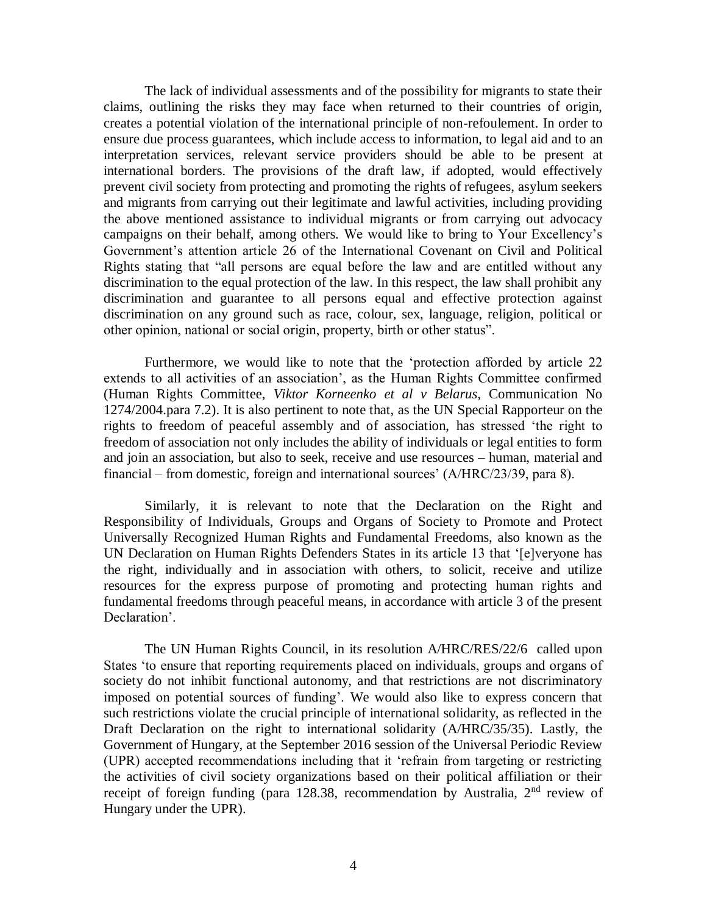The lack of individual assessments and of the possibility for migrants to state their claims, outlining the risks they may face when returned to their countries of origin, creates a potential violation of the international principle of non-refoulement. In order to ensure due process guarantees, which include access to information, to legal aid and to an interpretation services, relevant service providers should be able to be present at international borders. The provisions of the draft law, if adopted, would effectively prevent civil society from protecting and promoting the rights of refugees, asylum seekers and migrants from carrying out their legitimate and lawful activities, including providing the above mentioned assistance to individual migrants or from carrying out advocacy campaigns on their behalf, among others. We would like to bring to Your Excellency's Government's attention article 26 of the International Covenant on Civil and Political Rights stating that "all persons are equal before the law and are entitled without any discrimination to the equal protection of the law. In this respect, the law shall prohibit any discrimination and guarantee to all persons equal and effective protection against discrimination on any ground such as race, colour, sex, language, religion, political or other opinion, national or social origin, property, birth or other status".

Furthermore, we would like to note that the 'protection afforded by article 22 extends to all activities of an association', as the Human Rights Committee confirmed (Human Rights Committee, *Viktor Korneenko et al v Belarus*, Communication No 1274/2004.para 7.2). It is also pertinent to note that, as the UN Special Rapporteur on the rights to freedom of peaceful assembly and of association, has stressed 'the right to freedom of association not only includes the ability of individuals or legal entities to form and join an association, but also to seek, receive and use resources – human, material and financial – from domestic, foreign and international sources' (A/HRC/23/39, para 8).

Similarly, it is relevant to note that the Declaration on the Right and Responsibility of Individuals, Groups and Organs of Society to Promote and Protect Universally Recognized Human Rights and Fundamental Freedoms, also known as the UN Declaration on Human Rights Defenders States in its article 13 that '[e]veryone has the right, individually and in association with others, to solicit, receive and utilize resources for the express purpose of promoting and protecting human rights and fundamental freedoms through peaceful means, in accordance with article 3 of the present Declaration'.

The UN Human Rights Council, in its resolution A/HRC/RES/22/6 called upon States 'to ensure that reporting requirements placed on individuals, groups and organs of society do not inhibit functional autonomy, and that restrictions are not discriminatory imposed on potential sources of funding'. We would also like to express concern that such restrictions violate the crucial principle of international solidarity, as reflected in the Draft Declaration on the right to international solidarity (A/HRC/35/35). Lastly, the Government of Hungary, at the September 2016 session of the Universal Periodic Review (UPR) accepted recommendations including that it 'refrain from targeting or restricting the activities of civil society organizations based on their political affiliation or their receipt of foreign funding (para 128.38, recommendation by Australia, 2nd review of Hungary under the UPR).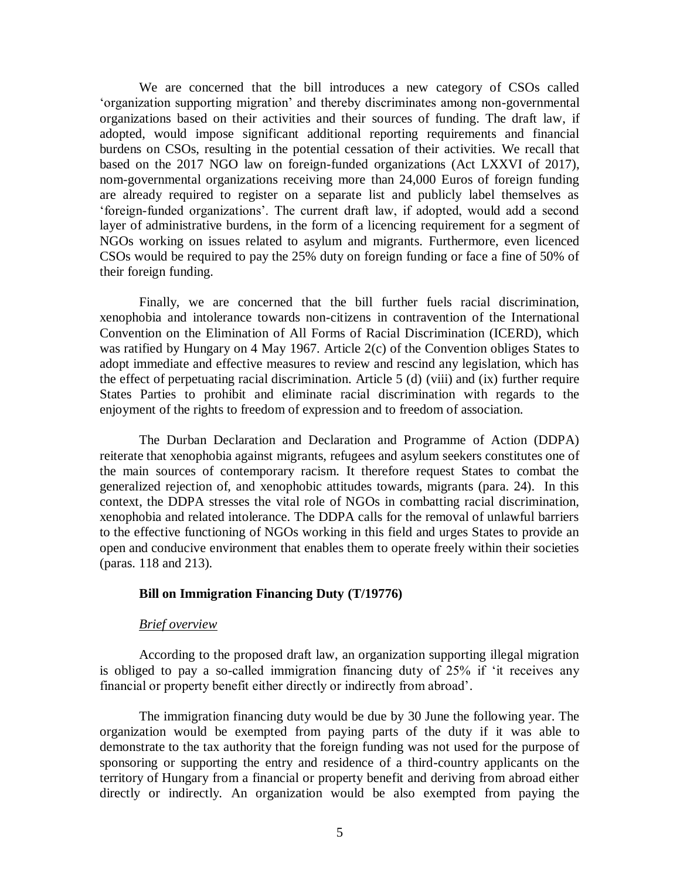We are concerned that the bill introduces a new category of CSOs called 'organization supporting migration' and thereby discriminates among non-governmental organizations based on their activities and their sources of funding. The draft law, if adopted, would impose significant additional reporting requirements and financial burdens on CSOs, resulting in the potential cessation of their activities. We recall that based on the 2017 NGO law on foreign-funded organizations (Act LXXVI of 2017), nom-governmental organizations receiving more than 24,000 Euros of foreign funding are already required to register on a separate list and publicly label themselves as 'foreign-funded organizations'. The current draft law, if adopted, would add a second layer of administrative burdens, in the form of a licencing requirement for a segment of NGOs working on issues related to asylum and migrants. Furthermore, even licenced CSOs would be required to pay the 25% duty on foreign funding or face a fine of 50% of their foreign funding.

Finally, we are concerned that the bill further fuels racial discrimination, xenophobia and intolerance towards non-citizens in contravention of the International Convention on the Elimination of All Forms of Racial Discrimination (ICERD), which was ratified by Hungary on 4 May 1967. Article 2(c) of the Convention obliges States to adopt immediate and effective measures to review and rescind any legislation, which has the effect of perpetuating racial discrimination. Article 5 (d) (viii) and (ix) further require States Parties to prohibit and eliminate racial discrimination with regards to the enjoyment of the rights to freedom of expression and to freedom of association.

The Durban Declaration and Declaration and Programme of Action (DDPA) reiterate that xenophobia against migrants, refugees and asylum seekers constitutes one of the main sources of contemporary racism. It therefore request States to combat the generalized rejection of, and xenophobic attitudes towards, migrants (para. 24). In this context, the DDPA stresses the vital role of NGOs in combatting racial discrimination, xenophobia and related intolerance. The DDPA calls for the removal of unlawful barriers to the effective functioning of NGOs working in this field and urges States to provide an open and conducive environment that enables them to operate freely within their societies (paras. 118 and 213).

**Bill on Immigration Financing Duty (T/19776)**

*Brief overview*

According to the proposed draft law, an organization supporting illegal migration is obliged to pay a so-called immigration financing duty of 25% if 'it receives any financial or property benefit either directly or indirectly from abroad'.

The immigration financing duty would be due by 30 June the following year. The organization would be exempted from paying parts of the duty if it was able to demonstrate to the tax authority that the foreign funding was not used for the purpose of sponsoring or supporting the entry and residence of a third-country applicants on the territory of Hungary from a financial or property benefit and deriving from abroad either directly or indirectly. An organization would be also exempted from paying the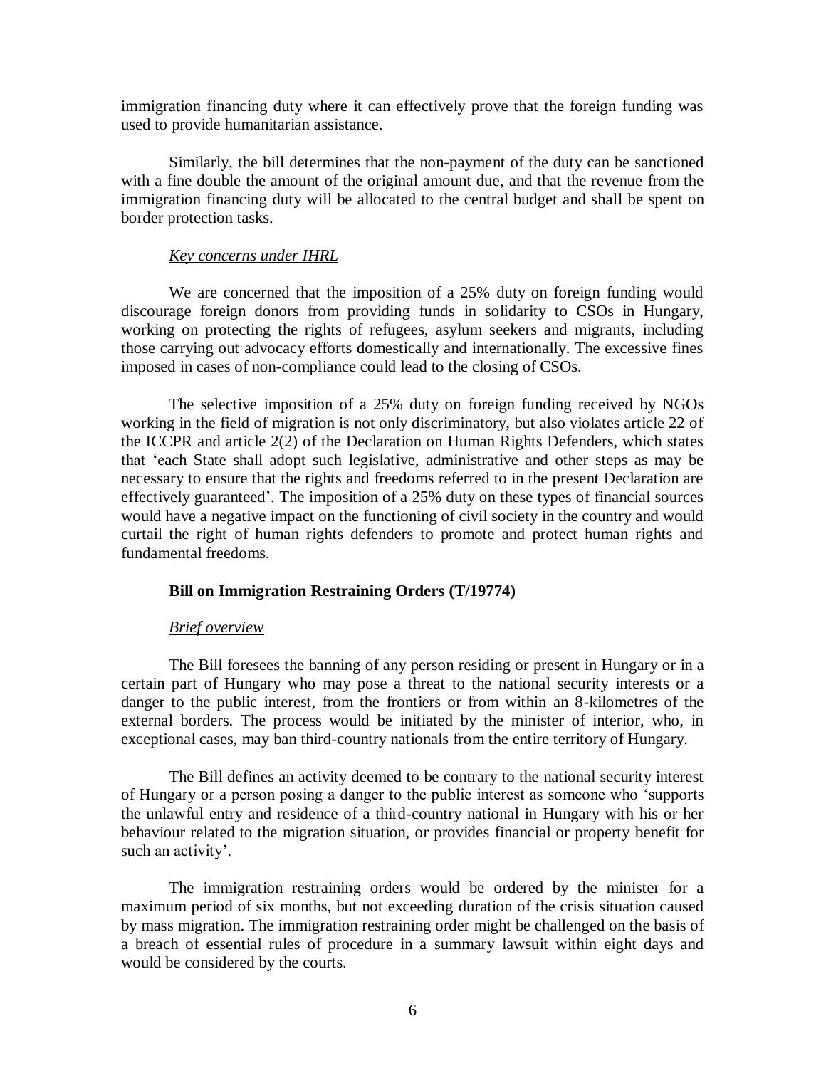immigration financing duty where it can effectively prove that the foreign funding was used to provide humanitarian assistance.

Similarly, the bill determines that the non-payment of the duty can be sanctioned with a fine double the amount of the original amount due, and that the revenue from the immigration financing duty will be allocated to the central budget and shall be spent on border protection tasks.

*Key concerns under IHRL*

We are concerned that the imposition of a 25% duty on foreign funding would discourage foreign donors from providing funds in solidarity to CSOs in Hungary, working on protecting the rights of refugees, asylum seekers and migrants, including those carrying out advocacy efforts domestically and internationally. The excessive fines imposed in cases of non-compliance could lead to the closing of CSOs.

The selective imposition of a 25% duty on foreign funding received by NGOs working in the field of migration is not only discriminatory, but also violates article 22 of the ICCPR and article 2(2) of the Declaration on Human Rights Defenders, which states that 'each State shall adopt such legislative, administrative and other steps as may be necessary to ensure that the rights and freedoms referred to in the present Declaration are effectively guaranteed'. The imposition of a 25% duty on these types of financial sources would have a negative impact on the functioning of civil society in the country and would curtail the right of human rights defenders to promote and protect human rights and fundamental freedoms.

**Bill on Immigration Restraining Orders (T/19774)**

*Brief overview*

The Bill foresees the banning of any person residing or present in Hungary or in a certain part of Hungary who may pose a threat to the national security interests or a danger to the public interest, from the frontiers or from within an 8-kilometres of the external borders. The process would be initiated by the minister of interior, who, in exceptional cases, may ban third-country nationals from the entire territory of Hungary.

The Bill defines an activity deemed to be contrary to the national security interest of Hungary or a person posing a danger to the public interest as someone who 'supports the unlawful entry and residence of a third-country national in Hungary with his or her behaviour related to the migration situation, or provides financial or property benefit for such an activity'.

The immigration restraining orders would be ordered by the minister for a maximum period of six months, but not exceeding duration of the crisis situation caused by mass migration. The immigration restraining order might be challenged on the basis of a breach of essential rules of procedure in a summary lawsuit within eight days and would be considered by the courts.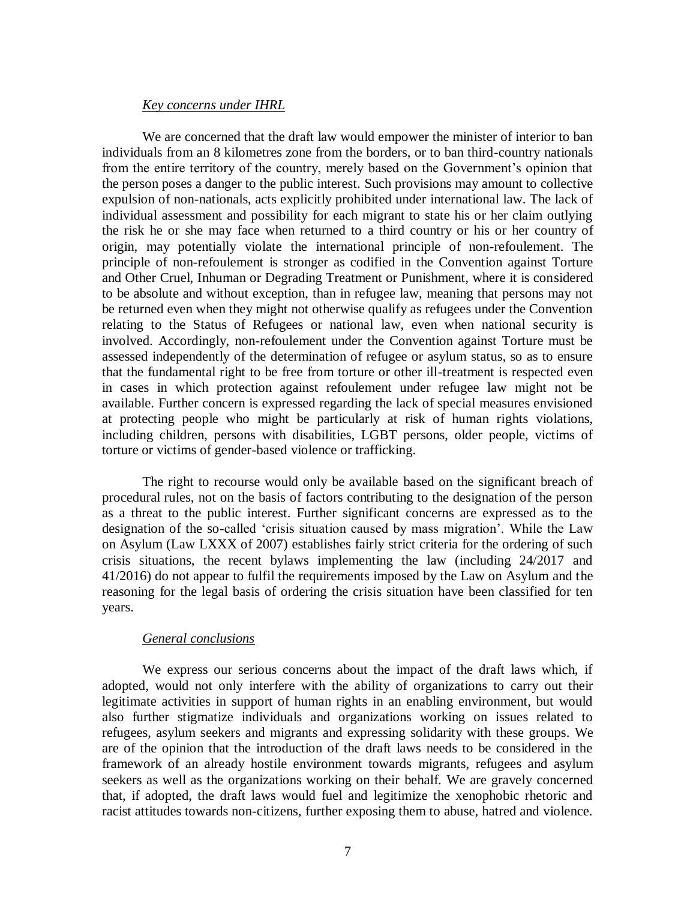*Key concerns under IHRL*

We are concerned that the draft law would empower the minister of interior to ban individuals from an 8 kilometres zone from the borders, or to ban third-country nationals from the entire territory of the country, merely based on the Government's opinion that the person poses a danger to the public interest. Such provisions may amount to collective expulsion of non-nationals, acts explicitly prohibited under international law. The lack of individual assessment and possibility for each migrant to state his or her claim outlying the risk he or she may face when returned to a third country or his or her country of origin, may potentially violate the international principle of non-refoulement. The principle of non-refoulement is stronger as codified in the Convention against Torture and Other Cruel, Inhuman or Degrading Treatment or Punishment, where it is considered to be absolute and without exception, than in refugee law, meaning that persons may not be returned even when they might not otherwise qualify as refugees under the Convention relating to the Status of Refugees or national law, even when national security is involved. Accordingly, non-refoulement under the Convention against Torture must be assessed independently of the determination of refugee or asylum status, so as to ensure that the fundamental right to be free from torture or other ill-treatment is respected even in cases in which protection against refoulement under refugee law might not be available. Further concern is expressed regarding the lack of special measures envisioned at protecting people who might be particularly at risk of human rights violations, including children, persons with disabilities, LGBT persons, older people, victims of torture or victims of gender-based violence or trafficking.

The right to recourse would only be available based on the significant breach of procedural rules, not on the basis of factors contributing to the designation of the person as a threat to the public interest. Further significant concerns are expressed as to the designation of the so-called 'crisis situation caused by mass migration'. While the Law on Asylum (Law LXXX of 2007) establishes fairly strict criteria for the ordering of such crisis situations, the recent bylaws implementing the law (including 24/2017 and 41/2016) do not appear to fulfil the requirements imposed by the Law on Asylum and the reasoning for the legal basis of ordering the crisis situation have been classified for ten years.

*General conclusions*

We express our serious concerns about the impact of the draft laws which, if adopted, would not only interfere with the ability of organizations to carry out their legitimate activities in support of human rights in an enabling environment, but would also further stigmatize individuals and organizations working on issues related to refugees, asylum seekers and migrants and expressing solidarity with these groups. We are of the opinion that the introduction of the draft laws needs to be considered in the framework of an already hostile environment towards migrants, refugees and asylum seekers as well as the organizations working on their behalf. We are gravely concerned that, if adopted, the draft laws would fuel and legitimize the xenophobic rhetoric and racist attitudes towards non-citizens, further exposing them to abuse, hatred and violence.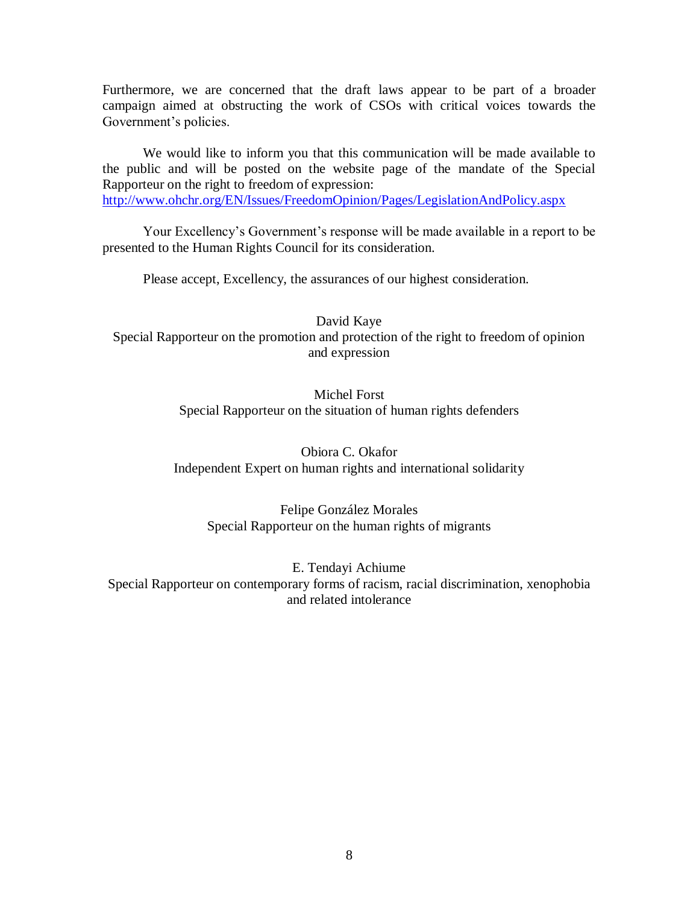Furthermore, we are concerned that the draft laws appear to be part of a broader campaign aimed at obstructing the work of CSOs with critical voices towards the Government's policies.

We would like to inform you that this communication will be made available to the public and will be posted on the website page of the mandate of the Special Rapporteur on the right to freedom of expression:
http://www.ohchr.org/EN/Issues/FreedomOpinion/Pages/LegislationAndPolicy.aspx

Your Excellency's Government's response will be made available in a report to be presented to the Human Rights Council for its consideration.

Please accept, Excellency, the assurances of our highest consideration.

David Kaye
Special Rapporteur on the promotion and protection of the right to freedom of opinion and expression

Michel Forst
Special Rapporteur on the situation of human rights defenders

Obiora C. Okafor
Independent Expert on human rights and international solidarity

Felipe González Morales
Special Rapporteur on the human rights of migrants

E. Tendayi Achiume
Special Rapporteur on contemporary forms of racism, racial discrimination, xenophobia and related intolerance